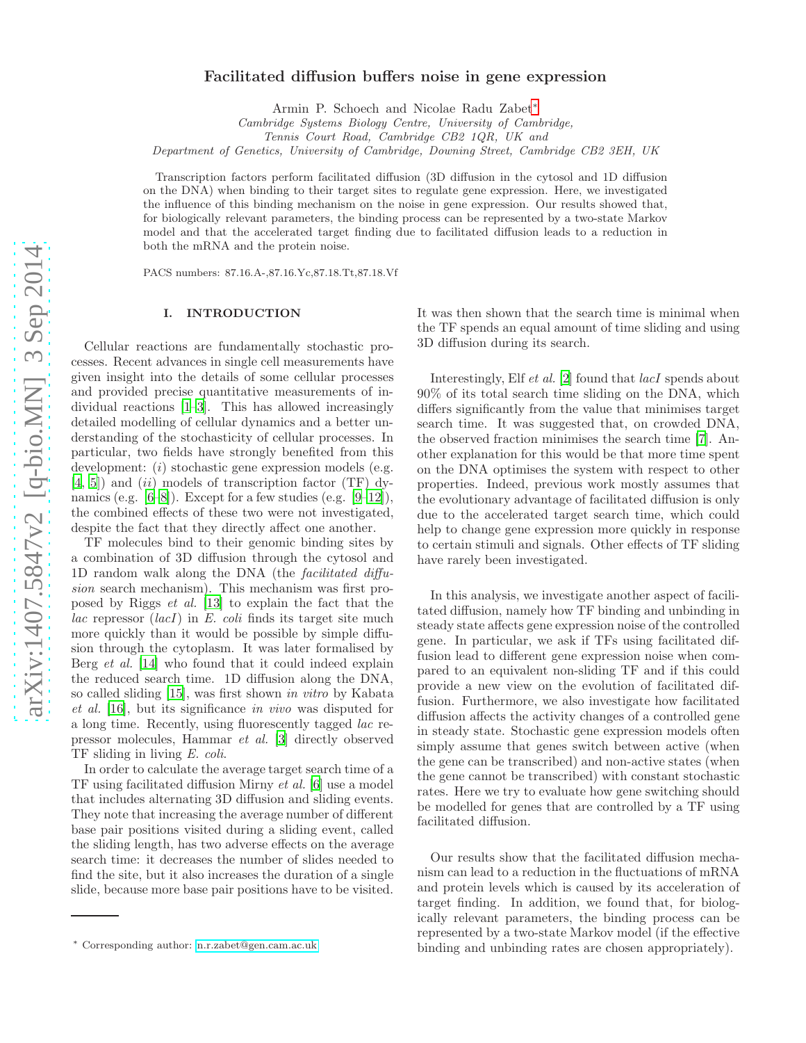# Facilitated diffusion buffers noise in gene expression

Armin P. Schoech and Nicolae Radu Zabet*

*Cambridge Systems Biology Centre, University of Cambridge, Tennis Court Road, Cambridge CB2 1QR, UK and Department of Genetics, University of Cambridge, Downing Street, Cambridge CB2 3EH, UK*

Transcription factors perform facilitated diffusion (3D diffusion in the cytosol and 1D diffusion on the DNA) when binding to their target sites to regulate gene expression. Here, we investigated the influence of this binding mechanism on the noise in gene expression. Our results showed that, for biologically relevant parameters, the binding process can be represented by a two-state Markov model and that the accelerated target finding due to facilitated diffusion leads to a reduction in both the mRNA and the protein noise.

PACS numbers: 87.16.A-,87.16.Yc,87.18.Tt,87.18.Vf

## I. INTRODUCTION

Cellular reactions are fundamentally stochastic processes. Recent advances in single cell measurements have given insight into the details of some cellular processes and provided precise quantitative measurements of individual reactions [1–3]. This has allowed increasingly detailed modelling of cellular dynamics and a better understanding of the stochasticity of cellular processes. In particular, two fields have strongly benefited from this development: (*i*) stochastic gene expression models (e.g. [4, 5]) and (*ii*) models of transcription factor (TF) dynamics (e.g. [6–8]). Except for a few studies (e.g. [9–12]), the combined effects of these two were not investigated, despite the fact that they directly affect one another.

TF molecules bind to their genomic binding sites by a combination of 3D diffusion through the cytosol and 1D random walk along the DNA (the *facilitated diffusion* search mechanism). This mechanism was first proposed by Riggs *et al.* [13] to explain the fact that the *lac* repressor (*lacI*) in *E. coli* finds its target site much more quickly than it would be possible by simple diffusion through the cytoplasm. It was later formalised by Berg *et al.* [14] who found that it could indeed explain the reduced search time. 1D diffusion along the DNA, so called sliding [15], was first shown *in vitro* by Kabata *et al.* [16], but its significance *in vivo* was disputed for a long time. Recently, using fluorescently tagged *lac* repressor molecules, Hammar *et al.* [3] directly observed TF sliding in living *E. coli*.

In order to calculate the average target search time of a TF using facilitated diffusion Mirny *et al.* [6] use a model that includes alternating 3D diffusion and sliding events. They note that increasing the average number of different base pair positions visited during a sliding event, called the sliding length, has two adverse effects on the average search time: it decreases the number of slides needed to find the site, but it also increases the duration of a single slide, because more base pair positions have to be visited. It was then shown that the search time is minimal when the TF spends an equal amount of time sliding and using 3D diffusion during its search.

Interestingly, Elf *et al.* [2] found that *lacI* spends about 90% of its total search time sliding on the DNA, which differs significantly from the value that minimises target search time. It was suggested that, on crowded DNA, the observed fraction minimises the search time [7]. Another explanation for this would be that more time spent on the DNA optimises the system with respect to other properties. Indeed, previous work mostly assumes that the evolutionary advantage of facilitated diffusion is only due to the accelerated target search time, which could help to change gene expression more quickly in response to certain stimuli and signals. Other effects of TF sliding have rarely been investigated.

In this analysis, we investigate another aspect of facilitated diffusion, namely how TF binding and unbinding in steady state affects gene expression noise of the controlled gene. In particular, we ask if TFs using facilitated diffusion lead to different gene expression noise when compared to an equivalent non-sliding TF and if this could provide a new view on the evolution of facilitated diffusion. Furthermore, we also investigate how facilitated diffusion affects the activity changes of a controlled gene in steady state. Stochastic gene expression models often simply assume that genes switch between active (when the gene can be transcribed) and non-active states (when the gene cannot be transcribed) with constant stochastic rates. Here we try to evaluate how gene switching should be modelled for genes that are controlled by a TF using facilitated diffusion.

Our results show that the facilitated diffusion mechanism can lead to a reduction in the fluctuations of mRNA and protein levels which is caused by its acceleration of target finding. In addition, we found that, for biologically relevant parameters, the binding process can be represented by a two-state Markov model (if the effective binding and unbinding rates are chosen appropriately).

* Corresponding author: n.r.zabet@gen.cam.ac.uk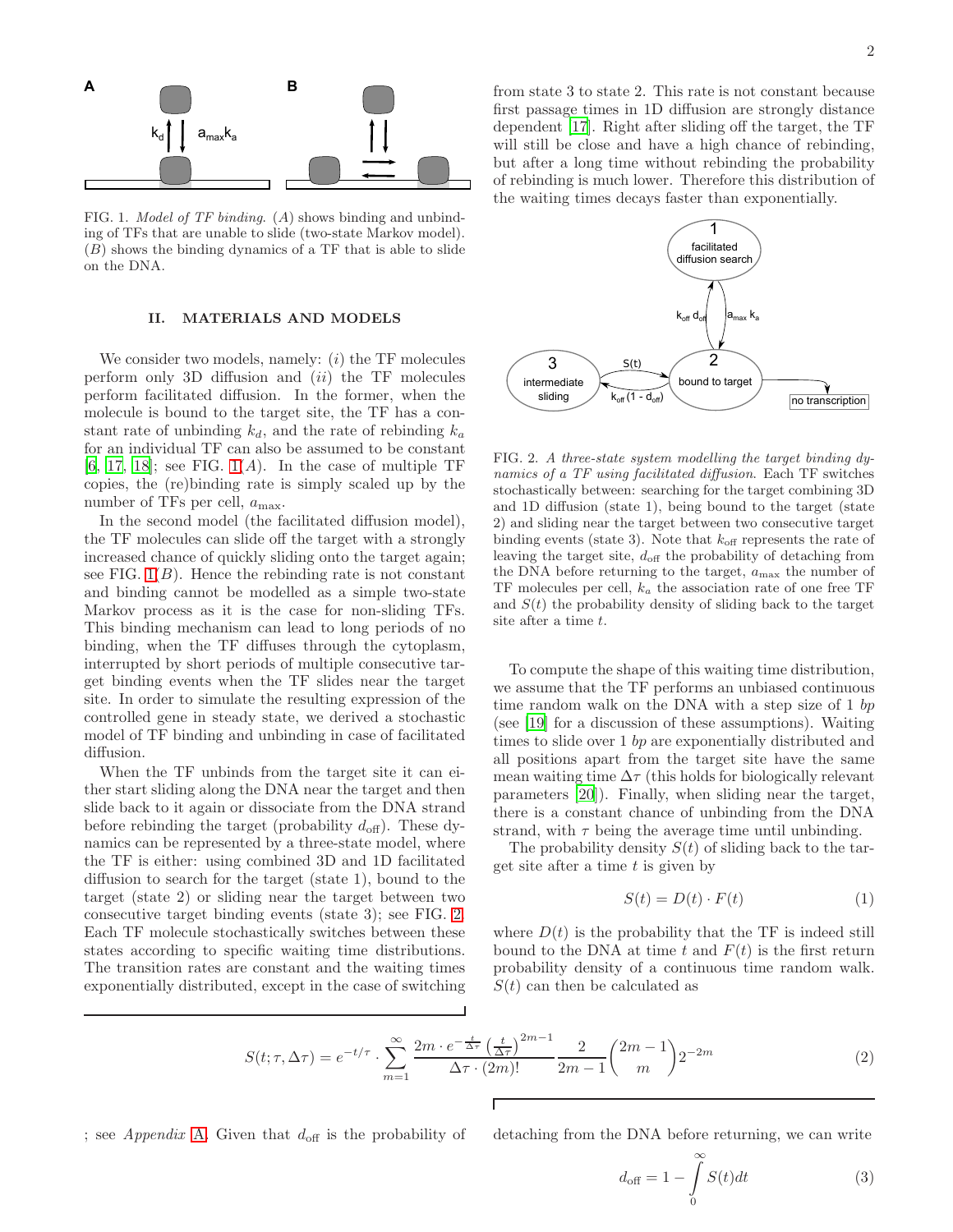FIG. 1. *Model of TF binding.* (*A*) shows binding and unbinding of TFs that are unable to slide (two-state Markov model). (*B*) shows the binding dynamics of a TF that is able to slide on the DNA.

## II. MATERIALS AND MODELS

We consider two models, namely: (*i*) the TF molecules perform only 3D diffusion and (*ii*) the TF molecules perform facilitated diffusion. In the former, when the molecule is bound to the target site, the TF has a constant rate of unbinding $k_d$, and the rate of rebinding $k_a$ for an individual TF can also be assumed to be constant [6, 17, 18]; see FIG. 1(*A*). In the case of multiple TF copies, the (re)binding rate is simply scaled up by the number of TFs per cell, $a_{\max}$.

In the second model (the facilitated diffusion model), the TF molecules can slide off the target with a strongly increased chance of quickly sliding onto the target again; see FIG. 1(*B*). Hence the rebinding rate is not constant and binding cannot be modelled as a simple two-state Markov process as it is the case for non-sliding TFs. This binding mechanism can lead to long periods of no binding, when the TF diffuses through the cytoplasm, interrupted by short periods of multiple consecutive target binding events when the TF slides near the target site. In order to simulate the resulting expression of the controlled gene in steady state, we derived a stochastic model of TF binding and unbinding in case of facilitated diffusion.

When the TF unbinds from the target site it can either start sliding along the DNA near the target and then slide back to it again or dissociate from the DNA strand before rebinding the target (probability $d_{\text{off}}$). These dynamics can be represented by a three-state model, where the TF is either: using combined 3D and 1D facilitated diffusion to search for the target (state 1), bound to the target (state 2) or sliding near the target between two consecutive target binding events (state 3); see FIG. 2. Each TF molecule stochastically switches between these states according to specific waiting time distributions. The transition rates are constant and the waiting times exponentially distributed, except in the case of switching from state 3 to state 2. This rate is not constant because first passage times in 1D diffusion are strongly distance dependent [17]. Right after sliding off the target, the TF will still be close and have a high chance of rebinding, but after a long time without rebinding the probability of rebinding is much lower. Therefore this distribution of the waiting times decays faster than exponentially.

FIG. 2. *A three-state system modelling the target binding dynamics of a TF using facilitated diffusion.* Each TF switches stochastically between: searching for the target combining 3D and 1D diffusion (state 1), being bound to the target (state 2) and sliding near the target between two consecutive target binding events (state 3). Note that $k_{\text{off}}$ represents the rate of leaving the target site, $d_{\text{off}}$ the probability of detaching from the DNA before returning to the target, $a_{\max}$ the number of TF molecules per cell, $k_a$ the association rate of one free TF and $S(t)$ the probability density of sliding back to the target site after a time $t$.

To compute the shape of this waiting time distribution, we assume that the TF performs an unbiased continuous time random walk on the DNA with a step size of 1 *bp* (see [19] for a discussion of these assumptions). Waiting times to slide over 1 *bp* are exponentially distributed and all positions apart from the target site have the same mean waiting time $\Delta\tau$ (this holds for biologically relevant parameters [20]). Finally, when sliding near the target, there is a constant chance of unbinding from the DNA strand, with $\tau$ being the average time until unbinding.

The probability density $S(t)$ of sliding back to the target site after a time $t$ is given by

$$S(t) = D(t) \cdot F(t) \tag{1}$$

where $D(t)$ is the probability that the TF is indeed still bound to the DNA at time $t$ and $F(t)$ is the first return probability density of a continuous time random walk. $S(t)$ can then be calculated as

$$S(t;\tau,\Delta\tau) = e^{-t/\tau} \cdot \sum_{m=1}^{\infty} \frac{2m \cdot e^{-\frac{t}{\Delta\tau}} \left(\frac{t}{\Delta\tau}\right)^{2m-1}}{\Delta\tau \cdot (2m)!} \frac{2}{2m-1} \binom{2m-1}{m} 2^{-2m} \tag{2}$$

; see *Appendix* A. Given that $d_{\text{off}}$ is the probability of detaching from the DNA before returning, we can write

$$d_{\text{off}} = 1 - \int_{0}^{\infty} S(t)dt \tag{3}$$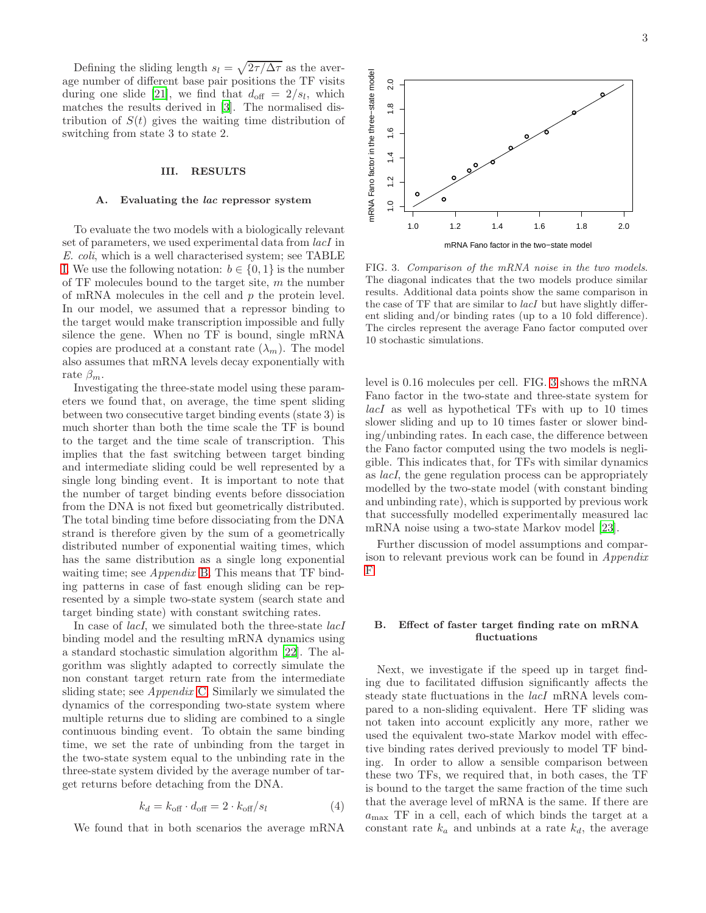Defining the sliding length $s_l = \sqrt{2\tau/\Delta\tau}$ as the average number of different base pair positions the TF visits during one slide [21], we find that $d_{\text{off}} = 2/s_l$, which matches the results derived in [3]. The normalised distribution of $S(t)$ gives the waiting time distribution of switching from state 3 to state 2.

## III. RESULTS

### A. Evaluating the *lac* repressor system

To evaluate the two models with a biologically relevant set of parameters, we used experimental data from *lacI* in *E. coli*, which is a well characterised system; see TABLE I. We use the following notation: $b \in \{0, 1\}$ is the number of TF molecules bound to the target site, $m$ the number of mRNA molecules in the cell and $p$ the protein level. In our model, we assumed that a repressor binding to the target would make transcription impossible and fully silence the gene. When no TF is bound, single mRNA copies are produced at a constant rate ($\lambda_m$). The model also assumes that mRNA levels decay exponentially with rate $\beta_m$.

Investigating the three-state model using these parameters we found that, on average, the time spent sliding between two consecutive target binding events (state 3) is much shorter than both the time scale the TF is bound to the target and the time scale of transcription. This implies that the fast switching between target binding and intermediate sliding could be well represented by a single long binding event. It is important to note that the number of target binding events before dissociation from the DNA is not fixed but geometrically distributed. The total binding time before dissociating from the DNA strand is therefore given by the sum of a geometrically distributed number of exponential waiting times, which has the same distribution as a single long exponential waiting time; see *Appendix* B. This means that TF binding patterns in case of fast enough sliding can be represented by a simple two-state system (search state and target binding state) with constant switching rates.

In case of *lacI*, we simulated both the three-state *lacI* binding model and the resulting mRNA dynamics using a standard stochastic simulation algorithm [22]. The algorithm was slightly adapted to correctly simulate the non constant target return rate from the intermediate sliding state; see *Appendix* C. Similarly we simulated the dynamics of the corresponding two-state system where multiple returns due to sliding are combined to a single continuous binding event. To obtain the same binding time, we set the rate of unbinding from the target in the two-state system equal to the unbinding rate in the three-state system divided by the average number of target returns before detaching from the DNA.

$$k_d = k_{\text{off}} \cdot d_{\text{off}} = 2 \cdot k_{\text{off}}/s_l \tag{4}$$

We found that in both scenarios the average mRNA level is 0.16 molecules per cell. FIG. 3 shows the mRNA Fano factor in the two-state and three-state system for *lacI* as well as hypothetical TFs with up to 10 times slower sliding and up to 10 times faster or slower binding/unbinding rates. In each case, the difference between the Fano factor computed using the two models is negligible. This indicates that, for TFs with similar dynamics as *lacI*, the gene regulation process can be appropriately modelled by the two-state model (with constant binding and unbinding rate), which is supported by previous work that successfully modelled experimentally measured lac mRNA noise using a two-state Markov model [23].

FIG. 3. *Comparison of the mRNA noise in the two models.* The diagonal indicates that the two models produce similar results. Additional data points show the same comparison in the case of TF that are similar to *lacI* but have slightly different sliding and/or binding rates (up to a 10 fold difference). The circles represent the average Fano factor computed over 10 stochastic simulations.

Further discussion of model assumptions and comparison to relevant previous work can be found in *Appendix* F.

### B. Effect of faster target finding rate on mRNA fluctuations

Next, we investigate if the speed up in target finding due to facilitated diffusion significantly affects the steady state fluctuations in the *lacI* mRNA levels compared to a non-sliding equivalent. Here TF sliding was not taken into account explicitly any more, rather we used the equivalent two-state Markov model with effective binding rates derived previously to model TF binding. In order to allow a sensible comparison between these two TFs, we required that, in both cases, the TF is bound to the target the same fraction of the time such that the average level of mRNA is the same. If there are $a_{\max}$ TF in a cell, each of which binds the target at a constant rate $k_a$ and unbinds at a rate $k_d$, the average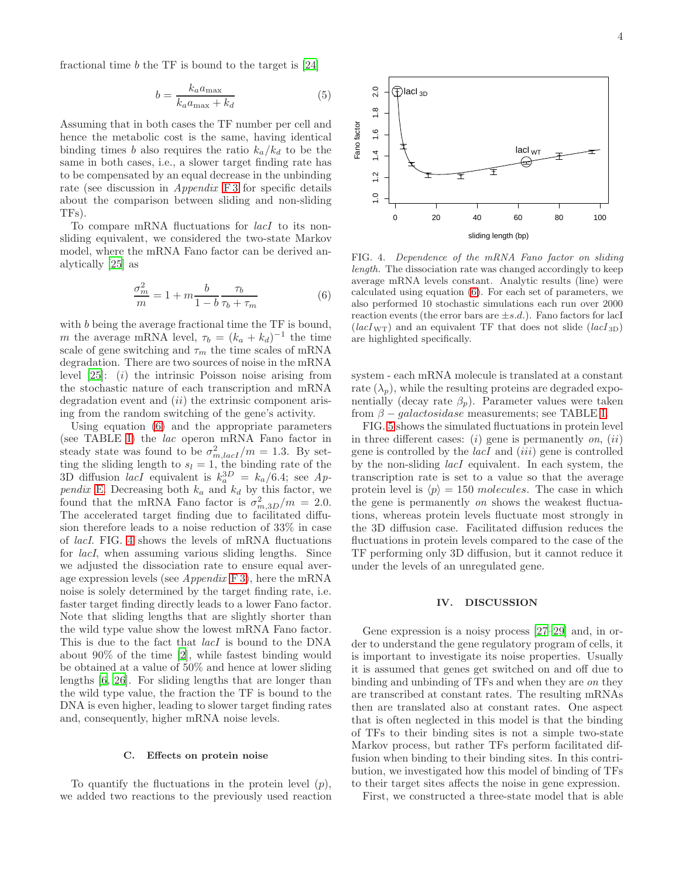fractional time $b$ the TF is bound to the target is [24]

$$b = \frac{k_a a_{\max}}{k_a a_{\max} + k_d} \tag{5}$$

Assuming that in both cases the TF number per cell and hence the metabolic cost is the same, having identical binding times $b$ also requires the ratio $k_a/k_d$ to be the same in both cases, i.e., a slower target finding rate has to be compensated by an equal decrease in the unbinding rate (see discussion in *Appendix* F 3 for specific details about the comparison between sliding and non-sliding TFs).

To compare mRNA fluctuations for *lacI* to its non-sliding equivalent, we considered the two-state Markov model, where the mRNA Fano factor can be derived analytically [25] as

$$\frac{\sigma_m^2}{m} = 1 + m\frac{b}{1-b}\frac{\tau_b}{\tau_b + \tau_m} \tag{6}$$

with $b$ being the average fractional time the TF is bound, $m$ the average mRNA level, $\tau_b = (k_a + k_d)^{-1}$ the time scale of gene switching and $\tau_m$ the time scales of mRNA degradation. There are two sources of noise in the mRNA level [25]: $(i)$ the intrinsic Poisson noise arising from the stochastic nature of each transcription and mRNA degradation event and $(ii)$ the extrinsic component arising from the random switching of the gene's activity.

Using equation (6) and the appropriate parameters (see TABLE I) the *lac* operon mRNA Fano factor in steady state was found to be $\sigma^2_{m,lacI}/m = 1.3$. By setting the sliding length to $s_l = 1$, the binding rate of the 3D diffusion *lacI* equivalent is $k_a^{3D} = k_a/6.4$; see *Appendix* E. Decreasing both $k_a$ and $k_d$ by this factor, we found that the mRNA Fano factor is $\sigma^2_{m,3D}/m = 2.0$. The accelerated target finding due to facilitated diffusion therefore leads to a noise reduction of 33% in case of *lacI*. FIG. 4 shows the levels of mRNA fluctuations for *lacI*, when assuming various sliding lengths. Since we adjusted the dissociation rate to ensure equal average expression levels (see *Appendix* F 3), here the mRNA noise is solely determined by the target finding rate, i.e. faster target finding directly leads to a lower Fano factor. Note that sliding lengths that are slightly shorter than the wild type value show the lowest mRNA Fano factor. This is due to the fact that *lacI* is bound to the DNA about 90% of the time [2], while fastest binding would be obtained at a value of 50% and hence at lower sliding lengths [6, 26]. For sliding lengths that are longer than the wild type value, the fraction the TF is bound to the DNA is even higher, leading to slower target finding rates and, consequently, higher mRNA noise levels.

FIG. 4. *Dependence of the mRNA Fano factor on sliding length.* The dissociation rate was changed accordingly to keep average mRNA levels constant. Analytic results (line) were calculated using equation (6). For each set of parameters, we also performed 10 stochastic simulations each run over 2000 reaction events (the error bars are $\pm s.d.$). Fano factors for lacI ($lacI_{\rm WT}$) and an equivalent TF that does not slide ($lacI_{\rm 3D}$) are highlighted specifically.

### C. Effects on protein noise

To quantify the fluctuations in the protein level ($p$), we added two reactions to the previously used reaction system - each mRNA molecule is translated at a constant rate ($\lambda_p$), while the resulting proteins are degraded exponentially (decay rate $\beta_p$). Parameter values were taken from $\beta-galactosidase$ measurements; see TABLE I.

FIG. 5 shows the simulated fluctuations in protein level in three different cases: $(i)$ gene is permanently *on*, $(ii)$ gene is controlled by the *lacI* and $(iii)$ gene is controlled by the non-sliding *lacI* equivalent. In each system, the transcription rate is set to a value so that the average protein level is $\langle p \rangle = 150$ *molecules*. The case in which the gene is permanently *on* shows the weakest fluctuations, whereas protein levels fluctuate most strongly in the 3D diffusion case. Facilitated diffusion reduces the fluctuations in protein levels compared to the case of the TF performing only 3D diffusion, but it cannot reduce it under the levels of an unregulated gene.

## IV. DISCUSSION

Gene expression is a noisy process [27–29] and, in order to understand the gene regulatory program of cells, it is important to investigate its noise properties. Usually it is assumed that genes get switched on and off due to binding and unbinding of TFs and when they are *on* they are transcribed at constant rates. The resulting mRNAs then are translated also at constant rates. One aspect that is often neglected in this model is that the binding of TFs to their binding sites is not a simple two-state Markov process, but rather TFs perform facilitated diffusion when binding to their binding sites. In this contribution, we investigated how this model of binding of TFs to their target sites affects the noise in gene expression.

First, we constructed a three-state model that is able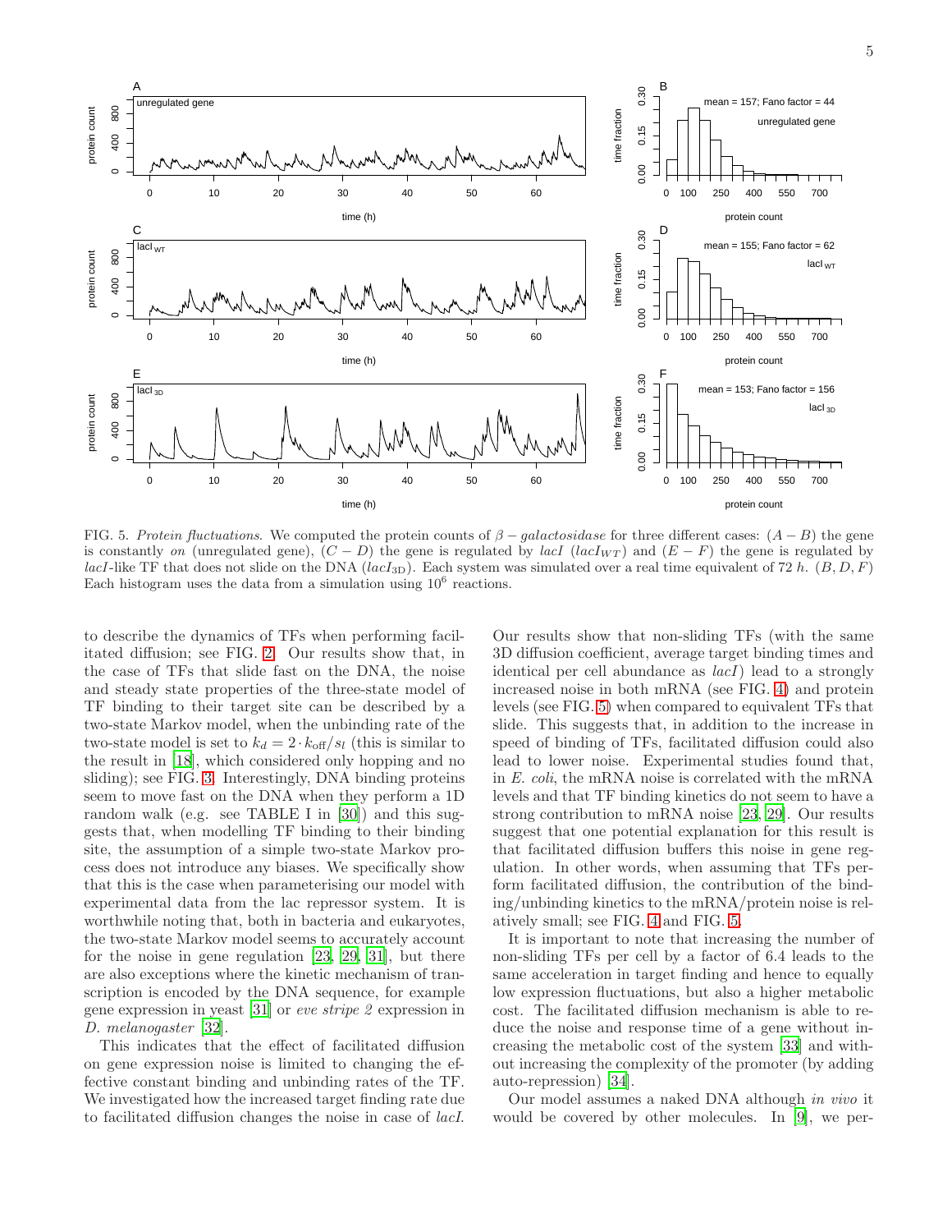FIG. 5. *Protein fluctuations*. We computed the protein counts of $\beta - galactosidase$ for three different cases: $(A - B)$ the gene is constantly *on* (unregulated gene), $(C - D)$ the gene is regulated by *lacI* ($lacI_{WT}$) and $(E - F)$ the gene is regulated by *lacI*-like TF that does not slide on the DNA ($lacI_{3D}$). Each system was simulated over a real time equivalent of 72 *h*. $(B, D, F)$ Each histogram uses the data from a simulation using $10^6$ reactions.

to describe the dynamics of TFs when performing facilitated diffusion; see FIG. 2. Our results show that, in the case of TFs that slide fast on the DNA, the noise and steady state properties of the three-state model of TF binding to their target site can be described by a two-state Markov model, when the unbinding rate of the two-state model is set to $k_d = 2 \cdot k_{\text{off}}/s_l$ (this is similar to the result in [18], which considered only hopping and no sliding); see FIG. 3. Interestingly, DNA binding proteins seem to move fast on the DNA when they perform a 1D random walk (e.g. see TABLE I in [30]) and this suggests that, when modelling TF binding to their binding site, the assumption of a simple two-state Markov process does not introduce any biases. We specifically show that this is the case when parameterising our model with experimental data from the lac repressor system. It is worthwhile noting that, both in bacteria and eukaryotes, the two-state Markov model seems to accurately account for the noise in gene regulation [23, 29, 31], but there are also exceptions where the kinetic mechanism of transcription is encoded by the DNA sequence, for example gene expression in yeast [31] or *eve stripe 2* expression in *D. melanogaster* [32].

This indicates that the effect of facilitated diffusion on gene expression noise is limited to changing the effective constant binding and unbinding rates of the TF. We investigated how the increased target finding rate due to facilitated diffusion changes the noise in case of *lacI*. Our results show that non-sliding TFs (with the same 3D diffusion coefficient, average target binding times and identical per cell abundance as *lacI*) lead to a strongly increased noise in both mRNA (see FIG. 4) and protein levels (see FIG. 5) when compared to equivalent TFs that slide. This suggests that, in addition to the increase in speed of binding of TFs, facilitated diffusion could also lead to lower noise. Experimental studies found that, in *E. coli*, the mRNA noise is correlated with the mRNA levels and that TF binding kinetics do not seem to have a strong contribution to mRNA noise [23, 29]. Our results suggest that one potential explanation for this result is that facilitated diffusion buffers this noise in gene regulation. In other words, when assuming that TFs perform facilitated diffusion, the contribution of the binding/unbinding kinetics to the mRNA/protein noise is relatively small; see FIG. 4 and FIG. 5.

It is important to note that increasing the number of non-sliding TFs per cell by a factor of 6.4 leads to the same acceleration in target finding and hence to equally low expression fluctuations, but also a higher metabolic cost. The facilitated diffusion mechanism is able to reduce the noise and response time of a gene without increasing the metabolic cost of the system [33] and without increasing the complexity of the promoter (by adding auto-repression) [34].

Our model assumes a naked DNA although *in vivo* it would be covered by other molecules. In [9], we per-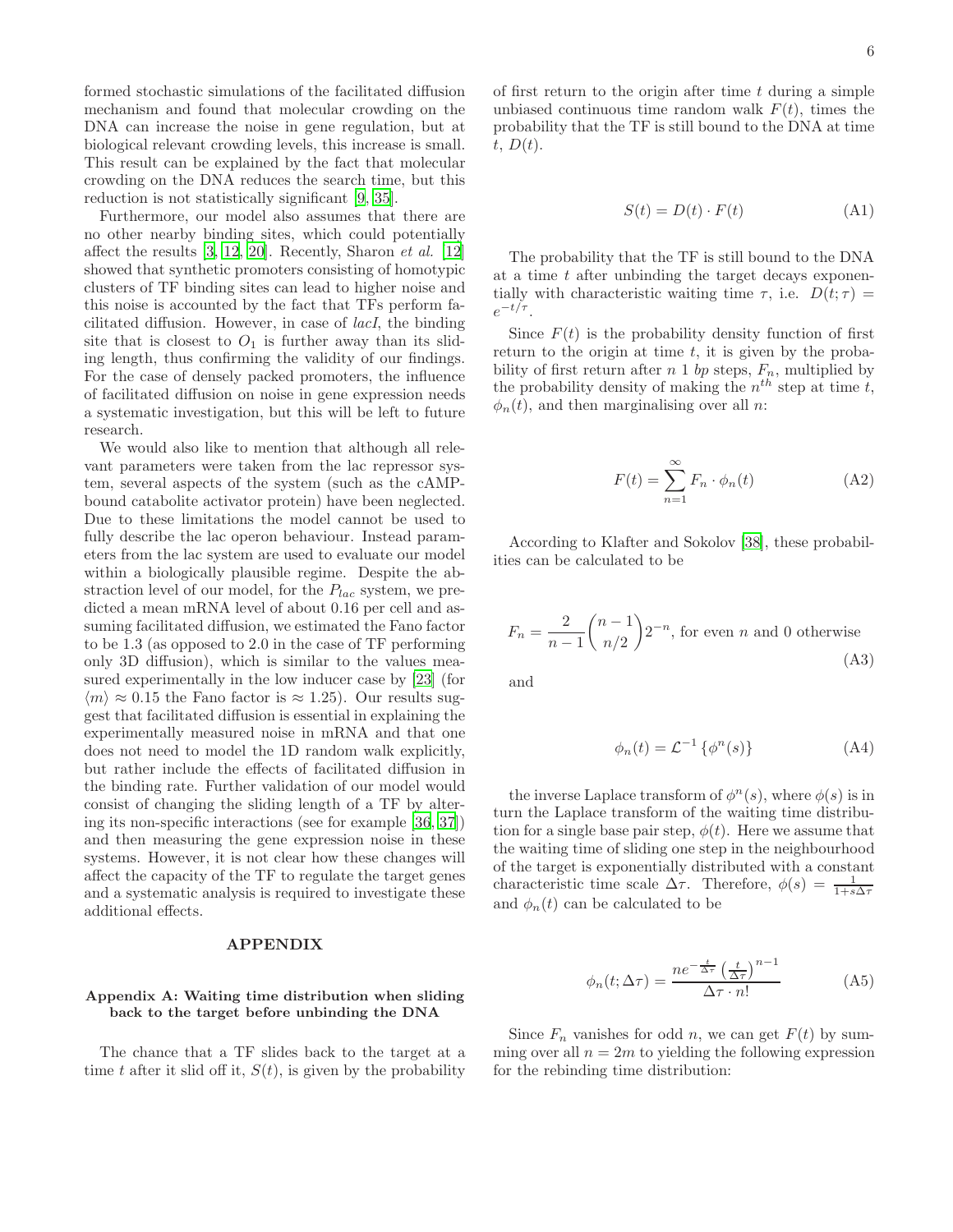formed stochastic simulations of the facilitated diffusion mechanism and found that molecular crowding on the DNA can increase the noise in gene regulation, but at biological relevant crowding levels, this increase is small. This result can be explained by the fact that molecular crowding on the DNA reduces the search time, but this reduction is not statistically significant [9, 35].

Furthermore, our model also assumes that there are no other nearby binding sites, which could potentially affect the results [3, 12, 20]. Recently, Sharon *et al.* [12] showed that synthetic promoters consisting of homotypic clusters of TF binding sites can lead to higher noise and this noise is accounted by the fact that TFs perform facilitated diffusion. However, in case of *lacI*, the binding site that is closest to $O_1$ is further away than its sliding length, thus confirming the validity of our findings. For the case of densely packed promoters, the influence of facilitated diffusion on noise in gene expression needs a systematic investigation, but this will be left to future research.

We would also like to mention that although all relevant parameters were taken from the lac repressor system, several aspects of the system (such as the cAMP-bound catabolite activator protein) have been neglected. Due to these limitations the model cannot be used to fully describe the lac operon behaviour. Instead parameters from the lac system are used to evaluate our model within a biologically plausible regime. Despite the abstraction level of our model, for the $P_{lac}$ system, we predicted a mean mRNA level of about 0.16 per cell and assuming facilitated diffusion, we estimated the Fano factor to be 1.3 (as opposed to 2.0 in the case of TF performing only 3D diffusion), which is similar to the values measured experimentally in the low inducer case by [23] (for $\langle m \rangle \approx 0.15$ the Fano factor is $\approx 1.25$). Our results suggest that facilitated diffusion is essential in explaining the experimentally measured noise in mRNA and that one does not need to model the 1D random walk explicitly, but rather include the effects of facilitated diffusion in the binding rate. Further validation of our model would consist of changing the sliding length of a TF by altering its non-specific interactions (see for example [36, 37]) and then measuring the gene expression noise in these systems. However, it is not clear how these changes will affect the capacity of the TF to regulate the target genes and a systematic analysis is required to investigate these additional effects.

## APPENDIX

### Appendix A: Waiting time distribution when sliding back to the target before unbinding the DNA

The chance that a TF slides back to the target at a time $t$ after it slid off it, $S(t)$, is given by the probability of first return to the origin after time $t$ during a simple unbiased continuous time random walk $F(t)$, times the probability that the TF is still bound to the DNA at time $t$, $D(t)$.

$$S(t) = D(t) \cdot F(t) \tag{A1}$$

The probability that the TF is still bound to the DNA at a time $t$ after unbinding the target decays exponentially with characteristic waiting time $\tau$, i.e. $D(t;\tau) = e^{-t/\tau}$.

Since $F(t)$ is the probability density function of first return to the origin at time $t$, it is given by the probability of first return after $n$ 1 *bp* steps, $F_n$, multiplied by the probability density of making the $n^{th}$ step at time $t$, $\phi_n(t)$, and then marginalising over all $n$:

$$F(t) = \sum_{n=1}^{\infty} F_n \cdot \phi_n(t) \tag{A2}$$

According to Klafter and Sokolov [38], these probabilities can be calculated to be

$$F_n = \frac{2}{n-1}\binom{n-1}{n/2}2^{-n}, \text{ for even } n \text{ and 0 otherwise} \tag{A3}$$

and

$$\phi_n(t) = \mathcal{L}^{-1}\left\{\phi^n(s)\right\} \tag{A4}$$

the inverse Laplace transform of $\phi^n(s)$, where $\phi(s)$ is in turn the Laplace transform of the waiting time distribution for a single base pair step, $\phi(t)$. Here we assume that the waiting time of sliding one step in the neighbourhood of the target is exponentially distributed with a constant characteristic time scale $\Delta\tau$. Therefore, $\phi(s) = \frac{1}{1+s\Delta\tau}$ and $\phi_n(t)$ can be calculated to be

$$\phi_n(t;\Delta\tau) = \frac{n e^{-\frac{t}{\Delta\tau}}\left(\frac{t}{\Delta\tau}\right)^{n-1}}{\Delta\tau \cdot n!} \tag{A5}$$

Since $F_n$ vanishes for odd $n$, we can get $F(t)$ by summing over all $n = 2m$ to yielding the following expression for the rebinding time distribution: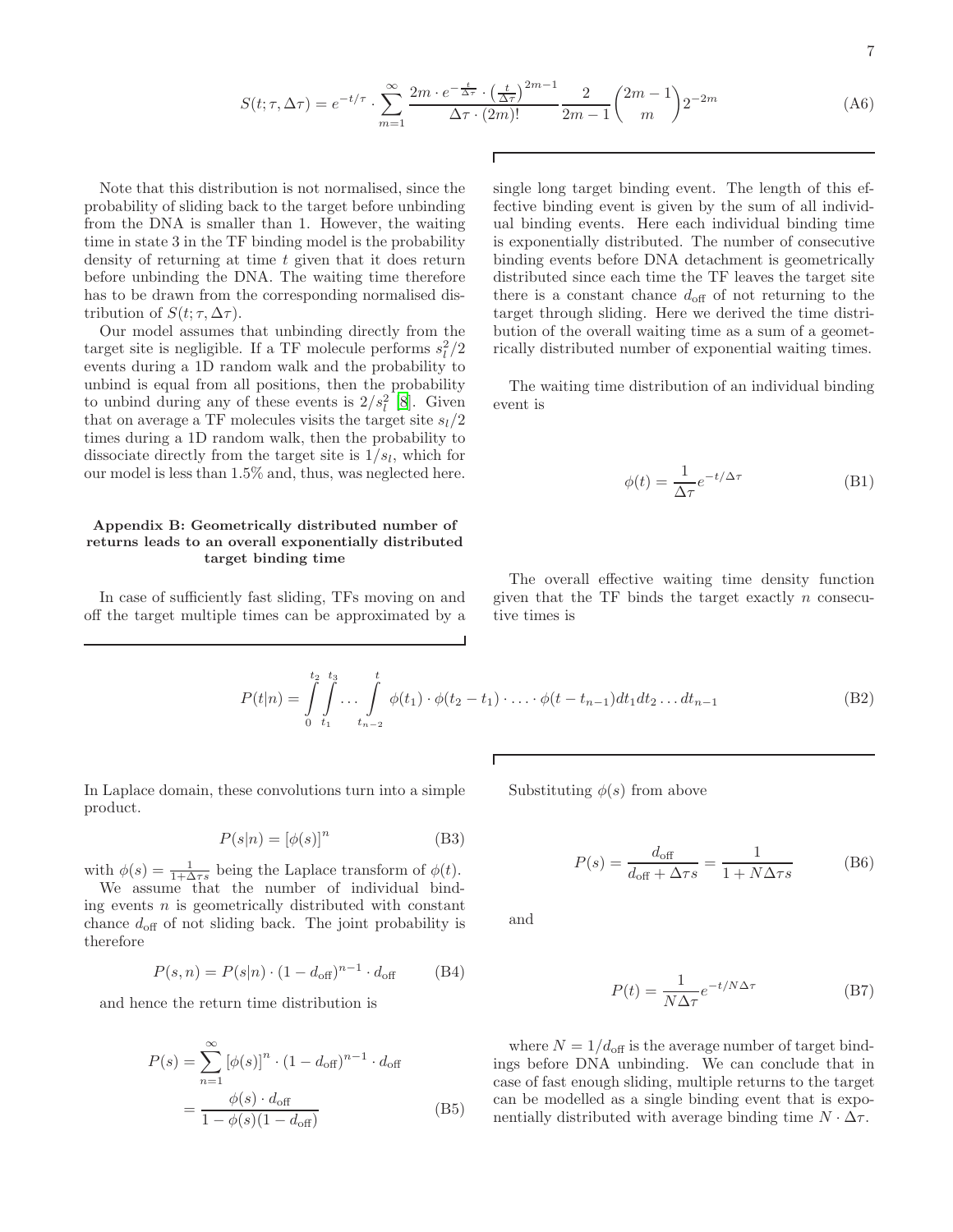$$S(t;\tau,\Delta\tau) = e^{-t/\tau} \cdot \sum_{m=1}^{\infty} \frac{2m \cdot e^{-\frac{t}{\Delta\tau}} \cdot \left(\frac{t}{\Delta\tau}\right)^{2m-1}}{\Delta\tau \cdot (2m)!} \frac{2}{2m-1} \binom{2m-1}{m} 2^{-2m} \tag{A6}$$

Note that this distribution is not normalised, since the probability of sliding back to the target before unbinding from the DNA is smaller than 1. However, the waiting time in state 3 in the TF binding model is the probability density of returning at time $t$ given that it does return before unbinding the DNA. The waiting time therefore has to be drawn from the corresponding normalised distribution of $S(t;\tau,\Delta\tau)$.

Our model assumes that unbinding directly from the target site is negligible. If a TF molecule performs $s_l^2/2$ events during a 1D random walk and the probability to unbind is equal from all positions, then the probability to unbind during any of these events is $2/s_l^2$ [8]. Given that on average a TF molecules visits the target site $s_l/2$ times during a 1D random walk, then the probability to dissociate directly from the target site is $1/s_l$, which for our model is less than 1.5% and, thus, was neglected here.

### Appendix B: Geometrically distributed number of returns leads to an overall exponentially distributed target binding time

In case of sufficiently fast sliding, TFs moving on and off the target multiple times can be approximated by a single long target binding event. The length of this effective binding event is given by the sum of all individual binding events. Here each individual binding time is exponentially distributed. The number of consecutive binding events before DNA detachment is geometrically distributed since each time the TF leaves the target site there is a constant chance $d_{\text{off}}$ of not returning to the target through sliding. Here we derived the time distribution of the overall waiting time as a sum of a geometrically distributed number of exponential waiting times.

The waiting time distribution of an individual binding event is

$$\phi(t) = \frac{1}{\Delta\tau} e^{-t/\Delta\tau} \tag{B1}$$

The overall effective waiting time density function given that the TF binds the target exactly $n$ consecutive times is

$$P(t|n) = \int_0^{t_2}\int_{t_1}^{t_3} \dots \int_{t_{n-2}}^{t} \phi(t_1)\cdot\phi(t_2-t_1)\cdot \ldots \cdot \phi(t-t_{n-1}) dt_1 dt_2 \ldots dt_{n-1} \tag{B2}$$

In Laplace domain, these convolutions turn into a simple product.

$$P(s|n) = [\phi(s)]^n \tag{B3}$$

with $\phi(s) = \frac{1}{1+\Delta\tau s}$ being the Laplace transform of $\phi(t)$.

We assume that the number of individual binding events $n$ is geometrically distributed with constant chance $d_{\text{off}}$ of not sliding back. The joint probability is therefore

$$P(s,n) = P(s|n)\cdot(1-d_{\text{off}})^{n-1}\cdot d_{\text{off}} \tag{B4}$$

and hence the return time distribution is

$$\begin{aligned} P(s) &= \sum_{n=1}^{\infty} [\phi(s)]^n \cdot (1-d_{\text{off}})^{n-1}\cdot d_{\text{off}} \\ &= \frac{\phi(s)\cdot d_{\text{off}}}{1-\phi(s)(1-d_{\text{off}})} \end{aligned} \tag{B5}$$

Substituting $\phi(s)$ from above

$$P(s) = \frac{d_{\text{off}}}{d_{\text{off}}+\Delta\tau s} = \frac{1}{1+N\Delta\tau s} \tag{B6}$$

and

$$P(t) = \frac{1}{N\Delta\tau} e^{-t/N\Delta\tau} \tag{B7}$$

where $N = 1/d_{\text{off}}$ is the average number of target bindings before DNA unbinding. We can conclude that in case of fast enough sliding, multiple returns to the target can be modelled as a single binding event that is exponentially distributed with average binding time $N\cdot\Delta\tau$.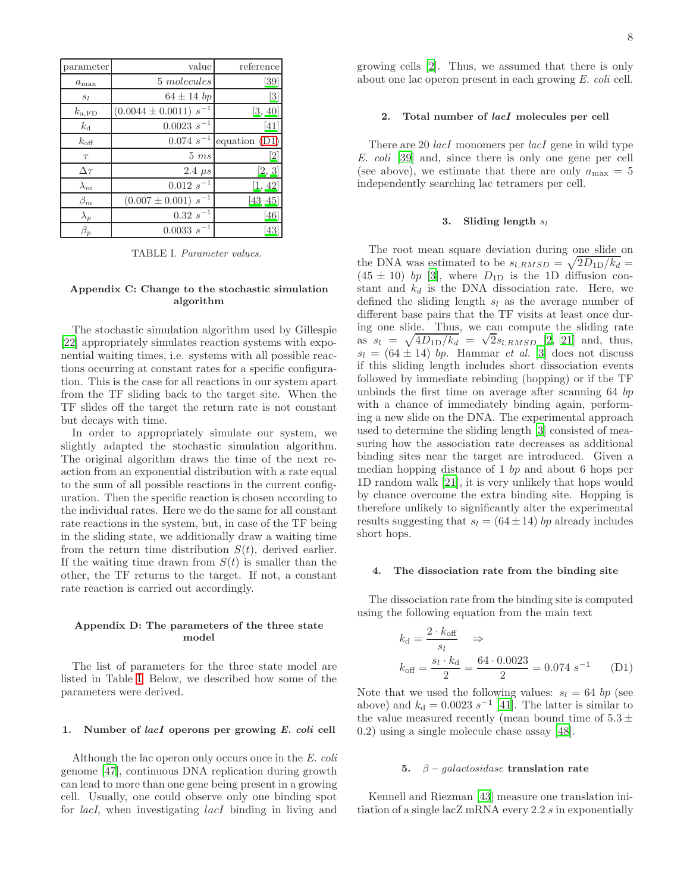| parameter | value | reference |
|---|---|---|
| $a_{\max}$ | 5 *molecules* | [39] |
| $s_l$ | $64 \pm 14$ *bp* | [3] |
| $k_{\mathrm{a,FD}}$ | $(0.0044 \pm 0.0011)\ s^{-1}$ | [3, 40] |
| $k_{\mathrm{d}}$ | $0.0023\ s^{-1}$ | [41] |
| $k_{\mathrm{off}}$ | $0.074\ s^{-1}$ | equation (D1) |
| $\tau$ | 5 *ms* | [2] |
| $\Delta\tau$ | 2.4 $\mu s$ | [2, 3] |
| $\lambda_m$ | $0.012\ s^{-1}$ | [1, 42] |
| $\beta_m$ | $(0.007 \pm 0.001)\ s^{-1}$ | [43–45] |
| $\lambda_p$ | $0.32\ s^{-1}$ | [46] |
| $\beta_p$ | $0.0033\ s^{-1}$ | [43] |

TABLE I. *Parameter values.*

## Appendix C: Change to the stochastic simulation algorithm

The stochastic simulation algorithm used by Gillespie [22] appropriately simulates reaction systems with exponential waiting times, i.e. systems with all possible reactions occurring at constant rates for a specific configuration. This is the case for all reactions in our system apart from the TF sliding back to the target site. When the TF slides off the target the return rate is not constant but decays with time.

In order to appropriately simulate our system, we slightly adapted the stochastic simulation algorithm. The original algorithm draws the time of the next reaction from an exponential distribution with a rate equal to the sum of all possible reactions in the current configuration. Then the specific reaction is chosen according to the individual rates. Here we do the same for all constant rate reactions in the system, but, in case of the TF being in the sliding state, we additionally draw a waiting time from the return time distribution $S(t)$, derived earlier. If the waiting time drawn from $S(t)$ is smaller than the other, the TF returns to the target. If not, a constant rate reaction is carried out accordingly.

## Appendix D: The parameters of the three state model

The list of parameters for the three state model are listed in Table I. Below, we described how some of the parameters were derived.

### 1. Number of *lacI* operons per growing *E. coli* cell

Although the lac operon only occurs once in the *E. coli* genome [47], continuous DNA replication during growth can lead to more than one gene being present in a growing cell. Usually, one could observe only one binding spot for *lacI*, when investigating *lacI* binding in living and growing cells [2]. Thus, we assumed that there is only about one lac operon present in each growing *E. coli* cell.

### 2. Total number of *lacI* molecules per cell

There are 20 *lacI* monomers per *lacI* gene in wild type *E. coli* [39] and, since there is only one gene per cell (see above), we estimate that there are only $a_{\max} = 5$ independently searching lac tetramers per cell.

### 3. Sliding length $s_l$

The root mean square deviation during one slide on the DNA was estimated to be $s_{l,RMSD} = \sqrt{2D_{1\mathrm{D}}/k_d} = (45 \pm 10)$ *bp* [3], where $D_{1\mathrm{D}}$ is the 1D diffusion constant and $k_d$ is the DNA dissociation rate. Here, we defined the sliding length $s_l$ as the average number of different base pairs that the TF visits at least once during one slide. Thus, we can compute the sliding rate as $s_l = \sqrt{4D_{1\mathrm{D}}/k_d} = \sqrt{2}s_{l,RMSD}$ [2, 21] and, thus, $s_l = (64 \pm 14)$ *bp*. Hammar *et al.* [3] does not discuss if this sliding length includes short dissociation events followed by immediate rebinding (hopping) or if the TF unbinds the first time on average after scanning 64 *bp* with a chance of immediately binding again, performing a new slide on the DNA. The experimental approach used to determine the sliding length [3] consisted of measuring how the association rate decreases as additional binding sites near the target are introduced. Given a median hopping distance of 1 *bp* and about 6 hops per 1D random walk [21], it is very unlikely that hops would by chance overcome the extra binding site. Hopping is therefore unlikely to significantly alter the experimental results suggesting that $s_l = (64 \pm 14)$ *bp* already includes short hops.

### 4. The dissociation rate from the binding site

The dissociation rate from the binding site is computed using the following equation from the main text

$$k_{\mathrm{d}} = \frac{2 \cdot k_{\mathrm{off}}}{s_l} \quad \Rightarrow$$

$$k_{\mathrm{off}} = \frac{s_l \cdot k_{\mathrm{d}}}{2} = \frac{64 \cdot 0.0023}{2} = 0.074\ s^{-1} \qquad \text{(D1)}$$

Note that we used the following values: $s_l = 64$ *bp* (see above) and $k_{\mathrm{d}} = 0.0023\ s^{-1}$ [41]. The latter is similar to the value measured recently (mean bound time of $5.3 \pm 0.2$) using a single molecule chase assay [48].

### 5. $\beta - galactosidase$ translation rate

Kennell and Riezman [43] measure one translation initiation of a single lacZ mRNA every 2.2 *s* in exponentially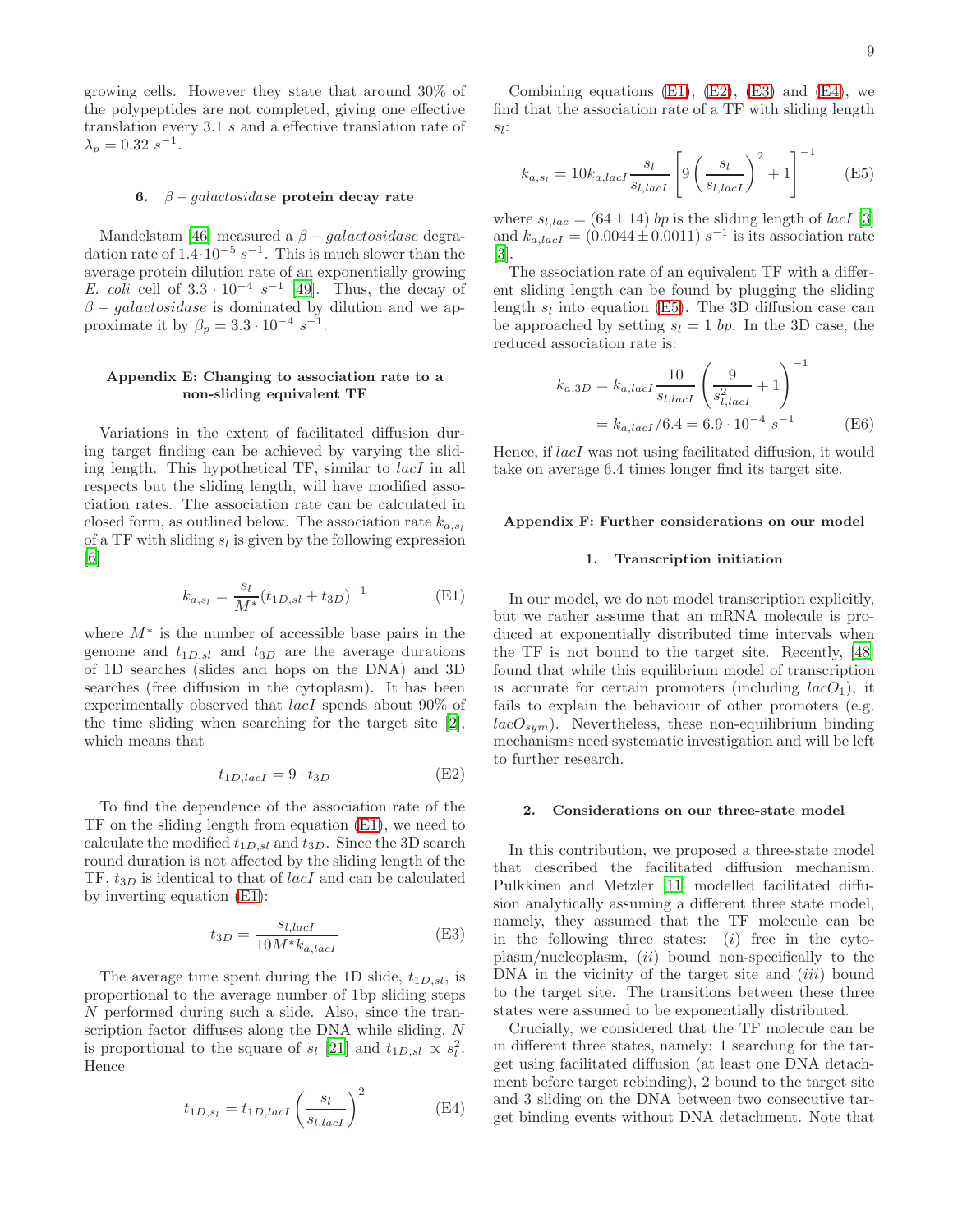growing cells. However they state that around 30% of the polypeptides are not completed, giving one effective translation every 3.1 $s$ and a effective translation rate of $\lambda_p = 0.32\ s^{-1}$.

### 6. $\beta - galactosidase$ protein decay rate

Mandelstam [46] measured a $\beta - galactosidase$ degradation rate of $1.4 \cdot 10^{-5}\ s^{-1}$. This is much slower than the average protein dilution rate of an exponentially growing *E. coli* cell of $3.3 \cdot 10^{-4}\ s^{-1}$ [49]. Thus, the decay of $\beta - galactosidase$ is dominated by dilution and we approximate it by $\beta_p = 3.3 \cdot 10^{-4}\ s^{-1}$.

## Appendix E: Changing to association rate to a non-sliding equivalent TF

Variations in the extent of facilitated diffusion during target finding can be achieved by varying the sliding length. This hypothetical TF, similar to *lacI* in all respects but the sliding length, will have modified association rates. The association rate can be calculated in closed form, as outlined below. The association rate $k_{a,s_l}$ of a TF with sliding $s_l$ is given by the following expression [6]

$$k_{a,s_l} = \frac{s_l}{M^*}(t_{1D,sl} + t_{3D})^{-1} \tag{E1}$$

where $M^*$ is the number of accessible base pairs in the genome and $t_{1D,sl}$ and $t_{3D}$ are the average durations of 1D searches (slides and hops on the DNA) and 3D searches (free diffusion in the cytoplasm). It has been experimentally observed that *lacI* spends about 90% of the time sliding when searching for the target site [2], which means that

$$t_{1D,lacI} = 9 \cdot t_{3D} \tag{E2}$$

To find the dependence of the association rate of the TF on the sliding length from equation (E1), we need to calculate the modified $t_{1D,sl}$ and $t_{3D}$. Since the 3D search round duration is not affected by the sliding length of the TF, $t_{3D}$ is identical to that of *lacI* and can be calculated by inverting equation (E1):

$$t_{3D} = \frac{s_{l,lacI}}{10M^* k_{a,lacI}} \tag{E3}$$

The average time spent during the 1D slide, $t_{1D,sl}$, is proportional to the average number of 1bp sliding steps $N$ performed during such a slide. Also, since the transcription factor diffuses along the DNA while sliding, $N$ is proportional to the square of $s_l$ [21] and $t_{1D,sl} \propto s_l^2$. Hence

$$t_{1D,s_l} = t_{1D,lacI}\left(\frac{s_l}{s_{l,lacI}}\right)^2 \tag{E4}$$

Combining equations (E1), (E2), (E3) and (E4), we find that the association rate of a TF with sliding length $s_l$:

$$k_{a,s_l} = 10 k_{a,lacI} \frac{s_l}{s_{l,lacI}} \left[9\left(\frac{s_l}{s_{l,lacI}}\right)^2 + 1\right]^{-1} \tag{E5}$$

where $s_{l,lac} = (64 \pm 14)\ bp$ is the sliding length of *lacI* [3] and $k_{a,lacI} = (0.0044 \pm 0.0011)\ s^{-1}$ is its association rate [3].

The association rate of an equivalent TF with a different sliding length can be found by plugging the sliding length $s_l$ into equation (E5). The 3D diffusion case can be approached by setting $s_l = 1\ bp$. In the 3D case, the reduced association rate is:

$$\begin{aligned} k_{a,3D} &= k_{a,lacI} \frac{10}{s_{l,lacI}} \left(\frac{9}{s_{l,lacI}^2} + 1\right)^{-1} \\ &= k_{a,lacI}/6.4 = 6.9 \cdot 10^{-4}\ s^{-1} \end{aligned} \tag{E6}$$

Hence, if *lacI* was not using facilitated diffusion, it would take on average 6.4 times longer find its target site.

## Appendix F: Further considerations on our model

### 1. Transcription initiation

In our model, we do not model transcription explicitly, but we rather assume that an mRNA molecule is produced at exponentially distributed time intervals when the TF is not bound to the target site. Recently, [48] found that while this equilibrium model of transcription is accurate for certain promoters (including $lacO_1$), it fails to explain the behaviour of other promoters (e.g. $lacO_{sym}$). Nevertheless, these non-equilibrium binding mechanisms need systematic investigation and will be left to further research.

### 2. Considerations on our three-state model

In this contribution, we proposed a three-state model that described the facilitated diffusion mechanism. Pulkkinen and Metzler [11] modelled facilitated diffusion analytically assuming a different three state model, namely, they assumed that the TF molecule can be in the following three states: (*i*) free in the cytoplasm/nucleoplasm, (*ii*) bound non-specifically to the DNA in the vicinity of the target site and (*iii*) bound to the target site. The transitions between these three states were assumed to be exponentially distributed.

Crucially, we considered that the TF molecule can be in different three states, namely: 1 searching for the target using facilitated diffusion (at least one DNA detachment before target rebinding), 2 bound to the target site and 3 sliding on the DNA between two consecutive target binding events without DNA detachment. Note that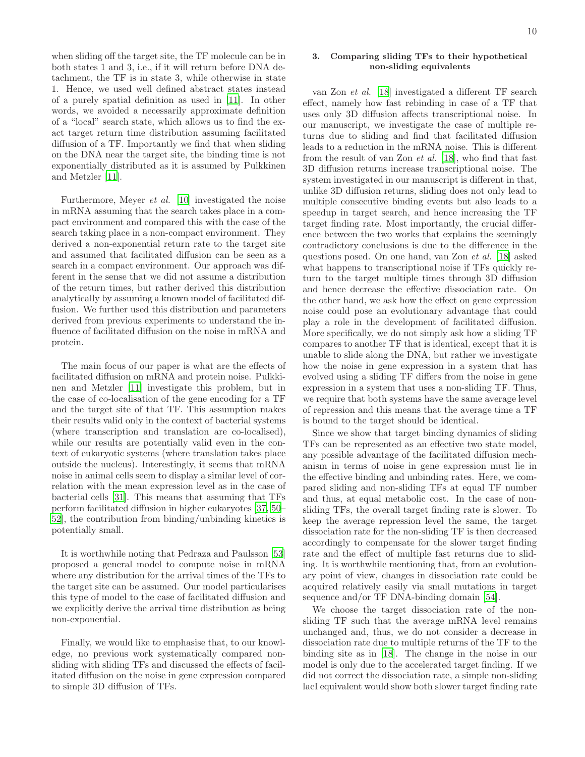when sliding off the target site, the TF molecule can be in both states 1 and 3, i.e., if it will return before DNA detachment, the TF is in state 3, while otherwise in state 1. Hence, we used well defined abstract states instead of a purely spatial definition as used in [11]. In other words, we avoided a necessarily approximate definition of a "local" search state, which allows us to find the exact target return time distribution assuming facilitated diffusion of a TF. Importantly we find that when sliding on the DNA near the target site, the binding time is not exponentially distributed as it is assumed by Pulkkinen and Metzler [11].

Furthermore, Meyer *et al.* [10] investigated the noise in mRNA assuming that the search takes place in a compact environment and compared this with the case of the search taking place in a non-compact environment. They derived a non-exponential return rate to the target site and assumed that facilitated diffusion can be seen as a search in a compact environment. Our approach was different in the sense that we did not assume a distribution of the return times, but rather derived this distribution analytically by assuming a known model of facilitated diffusion. We further used this distribution and parameters derived from previous experiments to understand the influence of facilitated diffusion on the noise in mRNA and protein.

The main focus of our paper is what are the effects of facilitated diffusion on mRNA and protein noise. Pulkkinen and Metzler [11] investigate this problem, but in the case of co-localisation of the gene encoding for a TF and the target site of that TF. This assumption makes their results valid only in the context of bacterial systems (where transcription and translation are co-localised), while our results are potentially valid even in the context of eukaryotic systems (where translation takes place outside the nucleus). Interestingly, it seems that mRNA noise in animal cells seem to display a similar level of correlation with the mean expression level as in the case of bacterial cells [31]. This means that assuming that TFs perform facilitated diffusion in higher eukaryotes [37, 50–52], the contribution from binding/unbinding kinetics is potentially small.

It is worthwhile noting that Pedraza and Paulsson [53] proposed a general model to compute noise in mRNA where any distribution for the arrival times of the TFs to the target site can be assumed. Our model particularises this type of model to the case of facilitated diffusion and we explicitly derive the arrival time distribution as being non-exponential.

Finally, we would like to emphasise that, to our knowledge, no previous work systematically compared non-sliding with sliding TFs and discussed the effects of facilitated diffusion on the noise in the gene expression compared to simple 3D diffusion of TFs.

### 3. Comparing sliding TFs to their hypothetical non-sliding equivalents

van Zon *et al.* [18] investigated a different TF search effect, namely how fast rebinding in case of a TF that uses only 3D diffusion affects transcriptional noise. In our manuscript, we investigate the case of multiple returns due to sliding and find that facilitated diffusion leads to a reduction in the mRNA noise. This is different from the result of van Zon *et al.* [18], who find that fast 3D diffusion returns increase transcriptional noise. The system investigated in our manuscript is different in that, unlike 3D diffusion returns, sliding does not only lead to multiple consecutive binding events but also leads to a speedup in target search, and hence increasing the TF target finding rate. Most importantly, the crucial difference between the two works that explains the seemingly contradictory conclusions is due to the difference in the questions posed. On one hand, van Zon *et al.* [18] asked what happens to transcriptional noise if TFs quickly return to the target multiple times through 3D diffusion and hence decrease the effective dissociation rate. On the other hand, we ask how the effect on gene expression noise could pose an evolutionary advantage that could play a role in the development of facilitated diffusion. More specifically, we do not simply ask how a sliding TF compares to another TF that is identical, except that it is unable to slide along the DNA, but rather we investigate how the noise in gene expression in a system that has evolved using a sliding TF differs from the noise in gene expression in a system that uses a non-sliding TF. Thus, we require that both systems have the same average level of repression and this means that the average time a TF is bound to the target should be identical.

Since we show that target binding dynamics of sliding TFs can be represented as an effective two state model, any possible advantage of the facilitated diffusion mechanism in terms of noise in gene expression must lie in the effective binding and unbinding rates. Here, we compared sliding and non-sliding TFs at equal TF number and thus, at equal metabolic cost. In the case of non-sliding TFs, the overall target finding rate is slower. To keep the average repression level the same, the target dissociation rate for the non-sliding TF is then decreased accordingly to compensate for the slower target finding rate and the effect of multiple fast returns due to sliding. It is worthwhile mentioning that, from an evolutionary point of view, changes in dissociation rate could be acquired relatively easily via small mutations in target sequence and/or TF DNA-binding domain [54].

We choose the target dissociation rate of the non-sliding TF such that the average mRNA level remains unchanged and, thus, we do not consider a decrease in dissociation rate due to multiple returns of the TF to the binding site as in [18]. The change in the noise in our model is only due to the accelerated target finding. If we did not correct the dissociation rate, a simple non-sliding lacI equivalent would show both slower target finding rate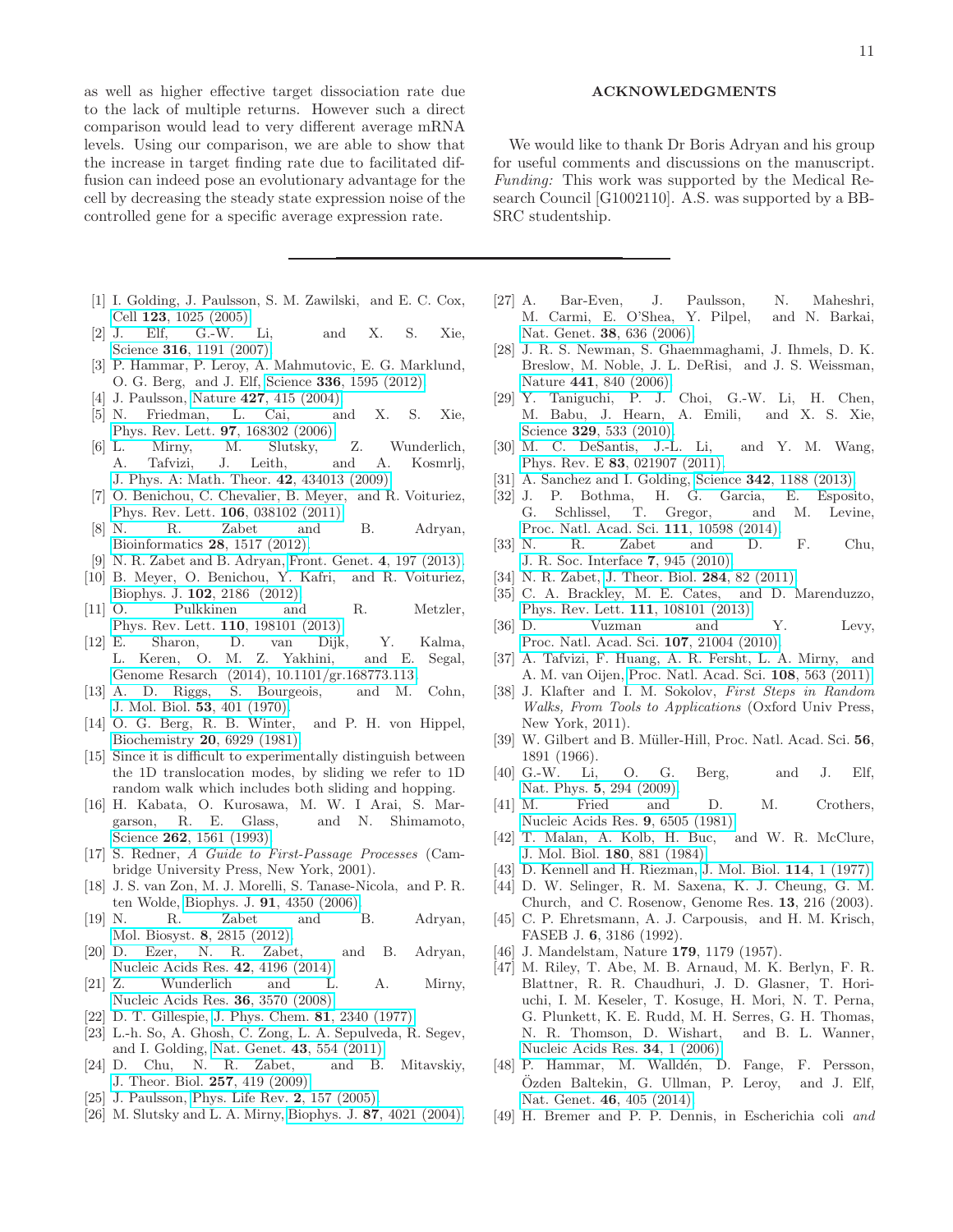as well as higher effective target dissociation rate due to the lack of multiple returns. However such a direct comparison would lead to very different average mRNA levels. Using our comparison, we are able to show that the increase in target finding rate due to facilitated diffusion can indeed pose an evolutionary advantage for the cell by decreasing the steady state expression noise of the controlled gene for a specific average expression rate.

## ACKNOWLEDGMENTS

We would like to thank Dr Boris Adryan and his group for useful comments and discussions on the manuscript. *Funding:* This work was supported by the Medical Research Council [G1002110]. A.S. was supported by a BBSRC studentship.

---

[1] I. Golding, J. Paulsson, S. M. Zawilski, and E. C. Cox, Cell **123**, 1025 (2005).
[2] J. Elf, G.-W. Li, and X. S. Xie, Science **316**, 1191 (2007).
[3] P. Hammar, P. Leroy, A. Mahmutovic, E. G. Marklund, O. G. Berg, and J. Elf, Science **336**, 1595 (2012).
[4] J. Paulsson, Nature **427**, 415 (2004).
[5] N. Friedman, L. Cai, and X. S. Xie, Phys. Rev. Lett. **97**, 168302 (2006).
[6] L. Mirny, M. Slutsky, Z. Wunderlich, A. Tafvizi, J. Leith, and A. Kosmrlj, J. Phys. A: Math. Theor. **42**, 434013 (2009).
[7] O. Benichou, C. Chevalier, B. Meyer, and R. Voituriez, Phys. Rev. Lett. **106**, 038102 (2011).
[8] N. R. Zabet and B. Adryan, Bioinformatics **28**, 1517 (2012).
[9] N. R. Zabet and B. Adryan, Front. Genet. **4**, 197 (2013).
[10] B. Meyer, O. Benichou, Y. Kafri, and R. Voituriez, Biophys. J. **102**, 2186 (2012).
[11] O. Pulkkinen and R. Metzler, Phys. Rev. Lett. **110**, 198101 (2013).
[12] E. Sharon, D. van Dijk, Y. Kalma, L. Keren, O. M. Z. Yakhini, and E. Segal, Genome Resarch (2014), 10.1101/gr.168773.113.
[13] A. D. Riggs, S. Bourgeois, and M. Cohn, J. Mol. Biol. **53**, 401 (1970).
[14] O. G. Berg, R. B. Winter, and P. H. von Hippel, Biochemistry **20**, 6929 (1981).
[15] Since it is difficult to experimentally distinguish between the 1D translocation modes, by sliding we refer to 1D random walk which includes both sliding and hopping.
[16] H. Kabata, O. Kurosawa, M. W. I Arai, S. Margarson, R. E. Glass, and N. Shimamoto, Science **262**, 1561 (1993).
[17] S. Redner, *A Guide to First-Passage Processes* (Cambridge University Press, New York, 2001).
[18] J. S. van Zon, M. J. Morelli, S. Tanase-Nicola, and P. R. ten Wolde, Biophys. J. **91**, 4350 (2006).
[19] N. R. Zabet and B. Adryan, Mol. Biosyst. **8**, 2815 (2012).
[20] D. Ezer, N. R. Zabet, and B. Adryan, Nucleic Acids Res. **42**, 4196 (2014).
[21] Z. Wunderlich and L. A. Mirny, Nucleic Acids Res. **36**, 3570 (2008).
[22] D. T. Gillespie, J. Phys. Chem. **81**, 2340 (1977).
[23] L.-h. So, A. Ghosh, C. Zong, L. A. Sepulveda, R. Segev, and I. Golding, Nat. Genet. **43**, 554 (2011).
[24] D. Chu, N. R. Zabet, and B. Mitavskiy, J. Theor. Biol. **257**, 419 (2009).
[25] J. Paulsson, Phys. Life Rev. **2**, 157 (2005).
[26] M. Slutsky and L. A. Mirny, Biophys. J. **87**, 4021 (2004).
[27] A. Bar-Even, J. Paulsson, N. Maheshri, M. Carmi, E. O'Shea, Y. Pilpel, and N. Barkai, Nat. Genet. **38**, 636 (2006).
[28] J. R. S. Newman, S. Ghaemmaghami, J. Ihmels, D. K. Breslow, M. Noble, J. L. DeRisi, and J. S. Weissman, Nature **441**, 840 (2006).
[29] Y. Taniguchi, P. J. Choi, G.-W. Li, H. Chen, M. Babu, J. Hearn, A. Emili, and X. S. Xie, Science **329**, 533 (2010).
[30] M. C. DeSantis, J.-L. Li, and Y. M. Wang, Phys. Rev. E **83**, 021907 (2011).
[31] A. Sanchez and I. Golding, Science **342**, 1188 (2013).
[32] J. P. Bothma, H. G. Garcia, E. Esposito, G. Schlissel, T. Gregor, and M. Levine, Proc. Natl. Acad. Sci. **111**, 10598 (2014).
[33] N. R. Zabet and D. F. Chu, J. R. Soc. Interface **7**, 945 (2010).
[34] N. R. Zabet, J. Theor. Biol. **284**, 82 (2011).
[35] C. A. Brackley, M. E. Cates, and D. Marenduzzo, Phys. Rev. Lett. **111**, 108101 (2013).
[36] D. Vuzman and Y. Levy, Proc. Natl. Acad. Sci. **107**, 21004 (2010).
[37] A. Tafvizi, F. Huang, A. R. Fersht, L. A. Mirny, and A. M. van Oijen, Proc. Natl. Acad. Sci. **108**, 563 (2011).
[38] J. Klafter and I. M. Sokolov, *First Steps in Random Walks, From Tools to Applications* (Oxford Univ Press, New York, 2011).
[39] W. Gilbert and B. Müller-Hill, Proc. Natl. Acad. Sci. **56**, 1891 (1966).
[40] G.-W. Li, O. G. Berg, and J. Elf, Nat. Phys. **5**, 294 (2009).
[41] M. Fried and D. M. Crothers, Nucleic Acids Res. **9**, 6505 (1981).
[42] T. Malan, A. Kolb, H. Buc, and W. R. McClure, J. Mol. Biol. **180**, 881 (1984).
[43] D. Kennell and H. Riezman, J. Mol. Biol. **114**, 1 (1977).
[44] D. W. Selinger, R. M. Saxena, K. J. Cheung, G. M. Church, and C. Rosenow, Genome Res. **13**, 216 (2003).
[45] C. P. Ehretsmann, A. J. Carpousis, and H. M. Krisch, FASEB J. **6**, 3186 (1992).
[46] J. Mandelstam, Nature **179**, 1179 (1957).
[47] M. Riley, T. Abe, M. B. Arnaud, M. K. Berlyn, F. R. Blattner, R. R. Chaudhuri, J. D. Glasner, T. Horiuchi, I. M. Keseler, T. Kosuge, H. Mori, N. T. Perna, G. Plunkett, K. E. Rudd, M. H. Serres, G. H. Thomas, N. R. Thomson, D. Wishart, and B. L. Wanner, Nucleic Acids Res. **34**, 1 (2006).
[48] P. Hammar, M. Walldén, D. Fange, F. Persson, Özden Baltekin, G. Ullman, P. Leroy, and J. Elf, Nat. Genet. **46**, 405 (2014).
[49] H. Bremer and P. P. Dennis, in Escherichia coli *and*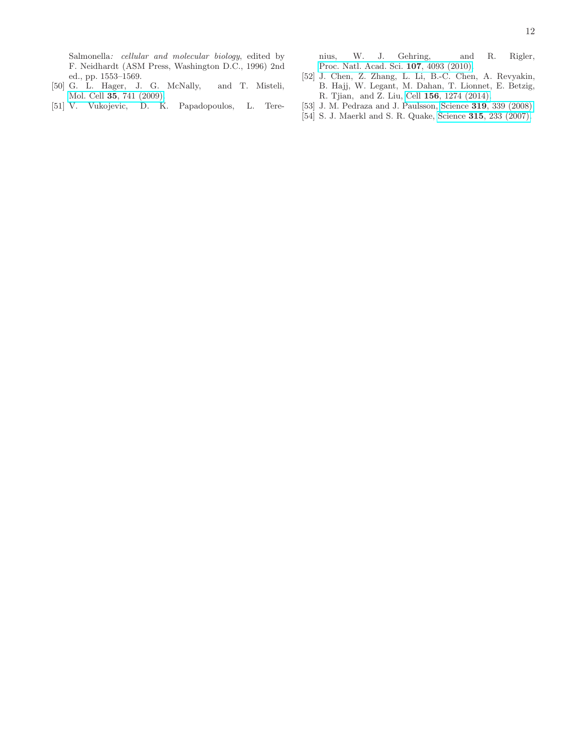*Salmonella: cellular and molecular biology*, edited by F. Neidhardt (ASM Press, Washington D.C., 1996) 2nd ed., pp. 1553–1569.

[50] G. L. Hager, J. G. McNally, and T. Misteli, Mol. Cell **35**, 741 (2009).

[51] V. Vukojevic, D. K. Papadopoulos, L. Terenius, W. J. Gehring, and R. Rigler, Proc. Natl. Acad. Sci. **107**, 4093 (2010).

[52] J. Chen, Z. Zhang, L. Li, B.-C. Chen, A. Revyakin, B. Hajj, W. Legant, M. Dahan, T. Lionnet, E. Betzig, R. Tjian, and Z. Liu, Cell **156**, 1274 (2014).

[53] J. M. Pedraza and J. Paulsson, Science **319**, 339 (2008).

[54] S. J. Maerkl and S. R. Quake, Science **315**, 233 (2007).